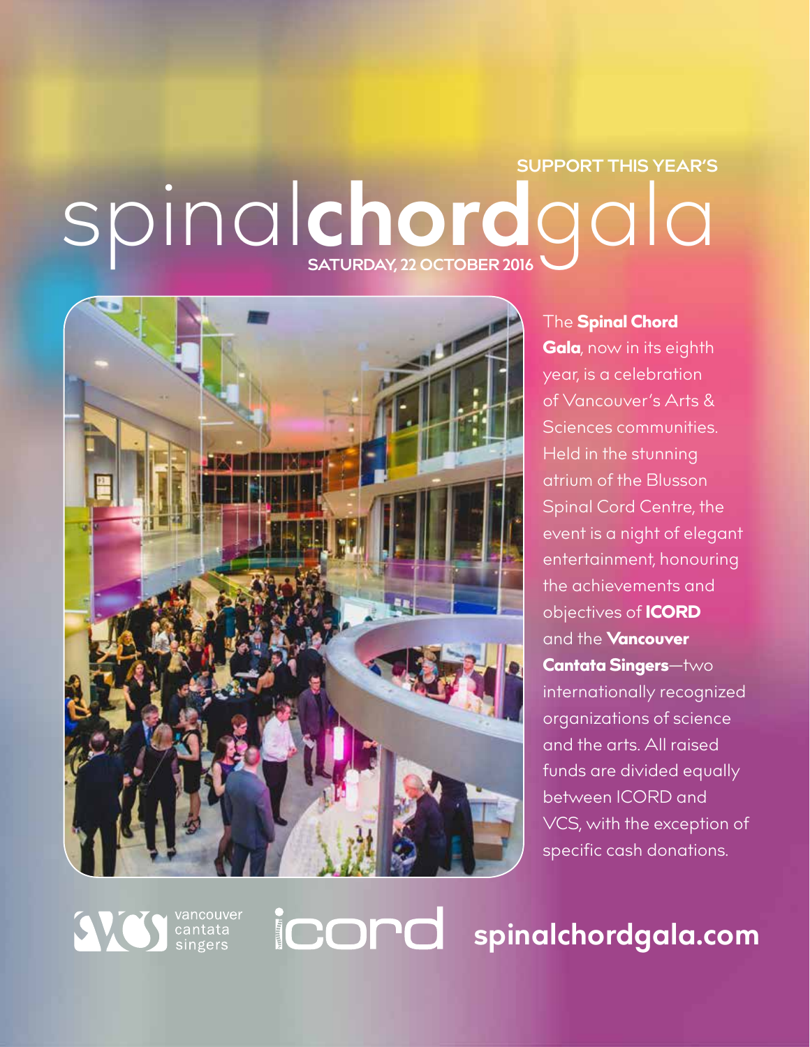SUPPORT THIS YEAR'S

# spinal**chord**gala

SATURDAY, 22 OCTOBER 2016

The **Spinal Chord Gala**, now in its eighth year, is a celebration of Vancouver's Arts & Sciences communities. Held in the stunning atrium of the Blusson Spinal Cord Centre, the event is a night of elegant entertainment, honouring the achievements and objectives of **ICORD** and the **Vancouver Cantata Singers**—two internationally recognized organizations of science and the arts. All raised funds are divided equally between ICORD and VCS, with the exception of specific cash donations.

vancouver cantata singers

icord

**spinalchordgala.com**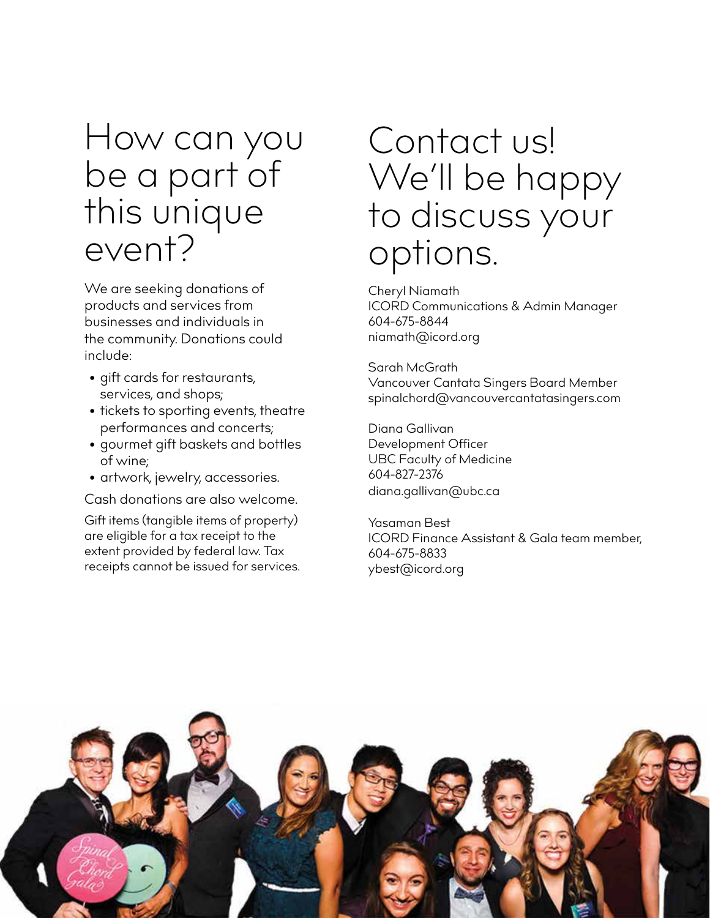# How can you be a part of this unique event?

We are seeking donations of products and services from businesses and individuals in the community. Donations could include:

- gift cards for restaurants, services, and shops;
- tickets to sporting events, theatre performances and concerts;
- gourmet gift baskets and bottles of wine;
- artwork, jewelry, accessories.

Cash donations are also welcome.

Gift items (tangible items of property) are eligible for a tax receipt to the extent provided by federal law. Tax receipts cannot be issued for services.

# Contact us! We'll be happy to discuss your options.

Cheryl Niamath
ICORD Communications & Admin Manager
604-675-8844
niamath@icord.org

Sarah McGrath
Vancouver Cantata Singers Board Member
spinalchord@vancouvercantatasingers.com

Diana Gallivan
Development Officer
UBC Faculty of Medicine
604-827-2376
diana.gallivan@ubc.ca

Yasaman Best
ICORD Finance Assistant & Gala team member,
604-675-8833
ybest@icord.org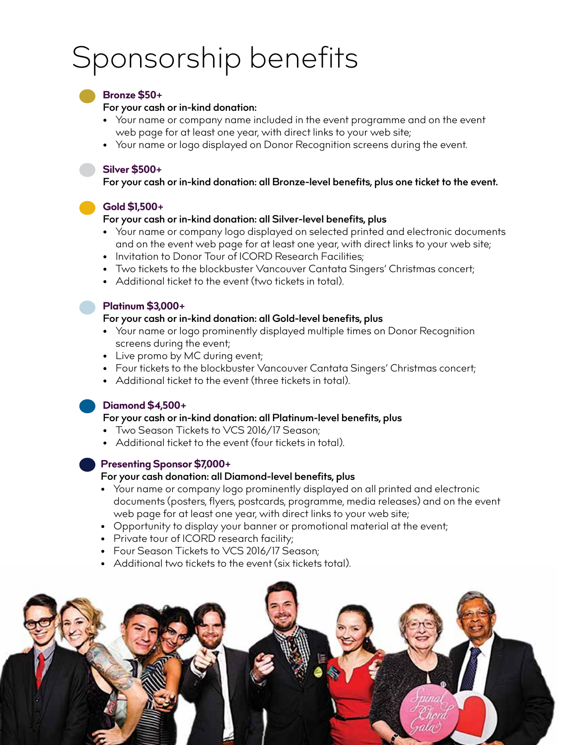# Sponsorship benefits

### Bronze $50+

**For your cash or in-kind donation:**

- Your name or company name included in the event programme and on the event web page for at least one year, with direct links to your web site;
- Your name or logo displayed on Donor Recognition screens during the event.

### Silver $500+

**For your cash or in-kind donation: all Bronze-level benefits, plus one ticket to the event.**

### Gold $1,500+

**For your cash or in-kind donation: all Silver-level benefits, plus**

- Your name or company logo displayed on selected printed and electronic documents and on the event web page for at least one year, with direct links to your web site;
- Invitation to Donor Tour of ICORD Research Facilities;
- Two tickets to the blockbuster Vancouver Cantata Singers' Christmas concert;
- Additional ticket to the event (two tickets in total).

### Platinum $3,000+

**For your cash or in-kind donation: all Gold-level benefits, plus**

- Your name or logo prominently displayed multiple times on Donor Recognition screens during the event;
- Live promo by MC during event;
- Four tickets to the blockbuster Vancouver Cantata Singers' Christmas concert;
- Additional ticket to the event (three tickets in total).

### Diamond $4,500+

**For your cash or in-kind donation: all Platinum-level benefits, plus**

- Two Season Tickets to VCS 2016/17 Season;
- Additional ticket to the event (four tickets in total).

### Presenting Sponsor $7,000+

**For your cash donation: all Diamond-level benefits, plus**

- Your name or company logo prominently displayed on all printed and electronic documents (posters, flyers, postcards, programme, media releases) and on the event web page for at least one year, with direct links to your web site;
- Opportunity to display your banner or promotional material at the event;
- Private tour of ICORD research facility;
- Four Season Tickets to VCS 2016/17 Season;
- Additional two tickets to the event (six tickets total).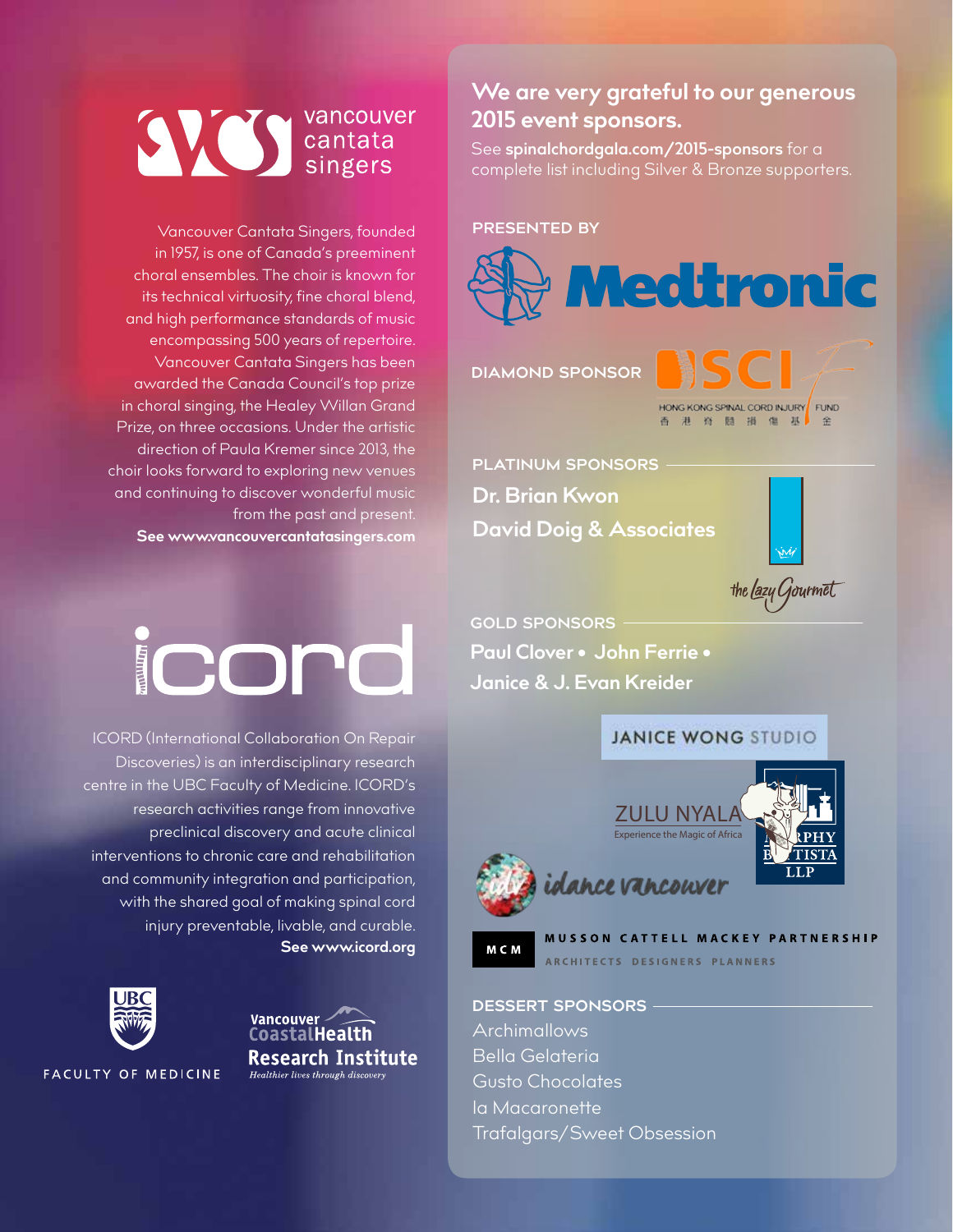vancouver cantata singers

Vancouver Cantata Singers, founded in 1957, is one of Canada's preeminent choral ensembles. The choir is known for its technical virtuosity, fine choral blend, and high performance standards of music encompassing 500 years of repertoire. Vancouver Cantata Singers has been awarded the Canada Council's top prize in choral singing, the Healey Willan Grand Prize, on three occasions. Under the artistic direction of Paula Kremer since 2013, the choir looks forward to exploring new venues and continuing to discover wonderful music from the past and present.

**See www.vancouvercantatasingers.com**

icord

ICORD (International Collaboration On Repair Discoveries) is an interdisciplinary research centre in the UBC Faculty of Medicine. ICORD's research activities range from innovative preclinical discovery and acute clinical interventions to chronic care and rehabilitation and community integration and participation, with the shared goal of making spinal cord injury preventable, livable, and curable.

**See www.icord.org**

UBC FACULTY OF MEDICINE

Vancouver Coastal Health Research Institute
*Healthier lives through discovery*

## We are very grateful to our generous 2015 event sponsors.

See **spinalchordgala.com/2015-sponsors** for a complete list including Silver & Bronze supporters.

### PRESENTED BY

Medtronic

### DIAMOND SPONSOR

SCI F
HONG KONG SPINAL CORD INJURY FUND
香港脊髓損傷基金

### PLATINUM SPONSORS

**Dr. Brian Kwon**
**David Doig & Associates**

the lazy Gourmet

### GOLD SPONSORS

**Paul Clover • John Ferrie • Janice & J. Evan Kreider**

JANICE WONG STUDIO

ZULU NYALA
Experience the Magic of Africa

MURPHY BATTISTA LLP

idance vancouver

MCM
MUSSON CATTELL MACKEY PARTNERSHIP
ARCHITECTS DESIGNERS PLANNERS

### DESSERT SPONSORS

Archimallows
Bella Gelateria
Gusto Chocolates
la Macaronette
Trafalgars/Sweet Obsession